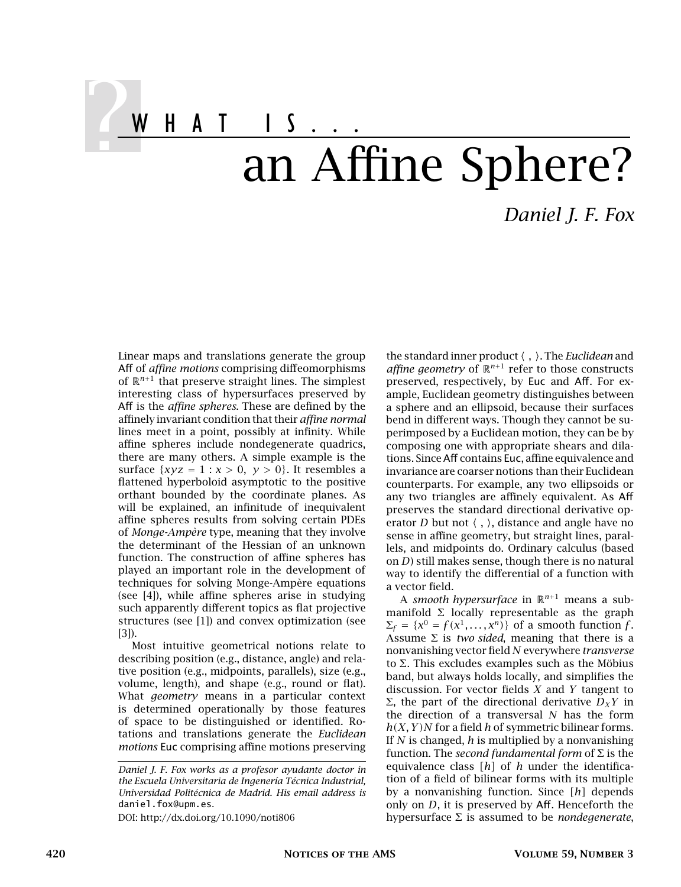# WHAT IS... an Affine Sphere?

*Daniel J. F. Fox*

Linear maps and translations generate the group Aff of *affine motions* comprising diffeomorphisms of $\mathbb{R}^{n+1}$ that preserve straight lines. The simplest interesting class of hypersurfaces preserved by Aff is the *affine spheres*. These are defined by the affinely invariant condition that their *affine normal* lines meet in a point, possibly at infinity. While affine spheres include nondegenerate quadrics, there are many others. A simple example is the surface $\{xyz = 1 : x > 0,\ y > 0\}$. It resembles a flattened hyperboloid asymptotic to the positive orthant bounded by the coordinate planes. As will be explained, an infinitude of inequivalent affine spheres results from solving certain PDEs of *Monge-Ampère* type, meaning that they involve the determinant of the Hessian of an unknown function. The construction of affine spheres has played an important role in the development of techniques for solving Monge-Ampère equations (see [4]), while affine spheres arise in studying such apparently different topics as flat projective structures (see [1]) and convex optimization (see [3]).

Most intuitive geometrical notions relate to describing position (e.g., distance, angle) and relative position (e.g., midpoints, parallels), size (e.g., volume, length), and shape (e.g., round or flat). What *geometry* means in a particular context is determined operationally by those features of space to be distinguished or identified. Rotations and translations generate the *Euclidean motions* Euc comprising affine motions preserving the standard inner product $\langle\ ,\ \rangle$. The *Euclidean* and *affine geometry* of $\mathbb{R}^{n+1}$ refer to those constructs preserved, respectively, by Euc and Aff. For example, Euclidean geometry distinguishes between a sphere and an ellipsoid, because their surfaces bend in different ways. Though they cannot be superimposed by a Euclidean motion, they can be by composing one with appropriate shears and dilations. Since Aff contains Euc, affine equivalence and invariance are coarser notions than their Euclidean counterparts. For example, any two ellipsoids or any two triangles are affinely equivalent. As Aff preserves the standard directional derivative operator $D$ but not $\langle\ ,\ \rangle$, distance and angle have no sense in affine geometry, but straight lines, parallels, and midpoints do. Ordinary calculus (based on $D$) still makes sense, though there is no natural way to identify the differential of a function with a vector field.

A *smooth hypersurface* in $\mathbb{R}^{n+1}$ means a submanifold $\Sigma$ locally representable as the graph $\Sigma_f = \{x^0 = f(x^1, \dots, x^n)\}$ of a smooth function $f$. Assume $\Sigma$ is *two sided*, meaning that there is a nonvanishing vector field $N$ everywhere *transverse* to $\Sigma$. This excludes examples such as the Möbius band, but always holds locally, and simplifies the discussion. For vector fields $X$ and $Y$ tangent to $\Sigma$, the part of the directional derivative $D_X Y$ in the direction of a transversal $N$ has the form $h(X, Y)N$ for a field $h$ of symmetric bilinear forms. If $N$ is changed, $h$ is multiplied by a nonvanishing function. The *second fundamental form* of $\Sigma$ is the equivalence class $[h]$ of $h$ under the identification of a field of bilinear forms with its multiple by a nonvanishing function. Since $[h]$ depends only on $D$, it is preserved by Aff. Henceforth the hypersurface $\Sigma$ is assumed to be *nondegenerate*,

---

*Daniel J. F. Fox works as a profesor ayudante doctor in the Escuela Universitaria de Ingeniería Técnica Industrial, Universidad Politécnica de Madrid. His email address is* daniel.fox@upm.es.

DOI: http://dx.doi.org/10.1090/noti806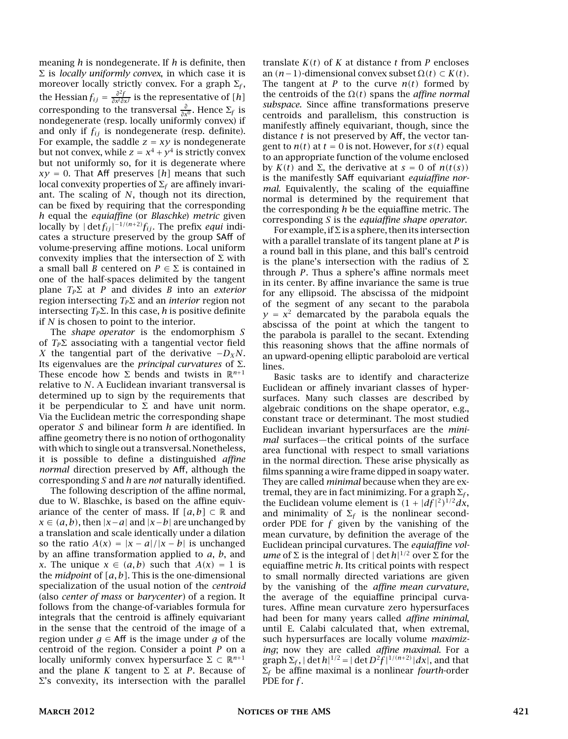meaning $h$ is nondegenerate. If $h$ is definite, then $\Sigma$ is *locally uniformly convex*, in which case it is moreover locally strictly convex. For a graph $\Sigma_f$, the Hessian $f_{ij} = \frac{\partial^2 f}{\partial x^i \partial x^j}$ is the representative of $[h]$ corresponding to the transversal $\frac{\partial}{\partial x^0}$. Hence $\Sigma_f$ is nondegenerate (resp. locally uniformly convex) if and only if $f_{ij}$ is nondegenerate (resp. definite). For example, the saddle $z = xy$ is nondegenerate but not convex, while $z = x^4 + y^4$ is strictly convex but not uniformly so, for it is degenerate where $xy = 0$. That Aff preserves $[h]$ means that such local convexity properties of $\Sigma_f$ are affinely invariant. The scaling of $N$, though not its direction, can be fixed by requiring that the corresponding $h$ equal the *equiaffine* (or *Blaschke*) *metric* given locally by $|\det f_{ij}|^{-1/(n+2)} f_{ij}$. The prefix *equi* indicates a structure preserved by the group SAff of volume-preserving affine motions. Local uniform convexity implies that the intersection of $\Sigma$ with a small ball $B$ centered on $P \in \Sigma$ is contained in one of the half-spaces delimited by the tangent plane $T_P\Sigma$ at $P$ and divides $B$ into an *exterior* region intersecting $T_P\Sigma$ and an *interior* region not intersecting $T_P\Sigma$. In this case, $h$ is positive definite if $N$ is chosen to point to the interior.

The *shape operator* is the endomorphism $S$ of $T_P\Sigma$ associating with a tangential vector field $X$ the tangential part of the derivative $-D_X N$. Its eigenvalues are the *principal curvatures* of $\Sigma$. These encode how $\Sigma$ bends and twists in $\mathbb{R}^{n+1}$ relative to $N$. A Euclidean invariant transversal is determined up to sign by the requirements that it be perpendicular to $\Sigma$ and have unit norm. Via the Euclidean metric the corresponding shape operator $S$ and bilinear form $h$ are identified. In affine geometry there is no notion of orthogonality with which to single out a transversal. Nonetheless, it is possible to define a distinguished *affine normal* direction preserved by Aff, although the corresponding $S$ and $h$ are *not* naturally identified.

The following description of the affine normal, due to W. Blaschke, is based on the affine equivariance of the center of mass. If $[a, b] \subset \mathbb{R}$ and $x \in (a, b)$, then $|x - a|$ and $|x - b|$ are unchanged by a translation and scale identically under a dilation so the ratio $A(x) = |x - a|/|x - b|$ is unchanged by an affine transformation applied to $a$, $b$, and $x$. The unique $x \in (a, b)$ such that $A(x) = 1$ is the *midpoint* of $[a, b]$. This is the one-dimensional specialization of the usual notion of the *centroid* (also *center of mass* or *barycenter*) of a region. It follows from the change-of-variables formula for integrals that the centroid is affinely equivariant in the sense that the centroid of the image of a region under $g \in \mathsf{Aff}$ is the image under $g$ of the centroid of the region. Consider a point $P$ on a locally uniformly convex hypersurface $\Sigma \subset \mathbb{R}^{n+1}$ and the plane $K$ tangent to $\Sigma$ at $P$. Because of $\Sigma$'s convexity, its intersection with the parallel translate $K(t)$ of $K$ at distance $t$ from $P$ encloses an $(n-1)$-dimensional convex subset $\Omega(t) \subset K(t)$. The tangent at $P$ to the curve $n(t)$ formed by the centroids of the $\Omega(t)$ spans the *affine normal subspace*. Since affine transformations preserve centroids and parallelism, this construction is manifestly affinely equivariant, though, since the distance $t$ is not preserved by Aff, the vector tangent to $n(t)$ at $t = 0$ is not. However, for $s(t)$ equal to an appropriate function of the volume enclosed by $K(t)$ and $\Sigma$, the derivative at $s = 0$ of $n(t(s))$ is the manifestly SAff equivariant *equiaffine normal*. Equivalently, the scaling of the equiaffine normal is determined by the requirement that the corresponding $h$ be the equiaffine metric. The corresponding $S$ is the *equiaffine shape operator*.

For example, if $\Sigma$ is a sphere, then its intersection with a parallel translate of its tangent plane at $P$ is a round ball in this plane, and this ball's centroid is the plane's intersection with the radius of $\Sigma$ through $P$. Thus a sphere's affine normals meet in its center. By affine invariance the same is true for any ellipsoid. The abscissa of the midpoint of the segment of any secant to the parabola $y = x^2$ demarcated by the parabola equals the abscissa of the point at which the tangent to the parabola is parallel to the secant. Extending this reasoning shows that the affine normals of an upward-opening elliptic paraboloid are vertical lines.

Basic tasks are to identify and characterize Euclidean or affinely invariant classes of hypersurfaces. Many such classes are described by algebraic conditions on the shape operator, e.g., constant trace or determinant. The most studied Euclidean invariant hypersurfaces are the *minimal* surfaces—the critical points of the surface area functional with respect to small variations in the normal direction. These arise physically as films spanning a wire frame dipped in soapy water. They are called *minimal* because when they are extremal, they are in fact minimizing. For a graph $\Sigma_f$, the Euclidean volume element is $(1 + |df|^2)^{1/2}dx$, and minimality of $\Sigma_f$ is the nonlinear second-order PDE for $f$ given by the vanishing of the mean curvature, by definition the average of the Euclidean principal curvatures. The *equiaffine volume* of $\Sigma$ is the integral of $|\det h|^{1/2}$ over $\Sigma$ for the equiaffine metric $h$. Its critical points with respect to small normally directed variations are given by the vanishing of the *affine mean curvature*, the average of the equiaffine principal curvatures. Affine mean curvature zero hypersurfaces had been for many years called *affine minimal*, until E. Calabi calculated that, when extremal, such hypersurfaces are locally volume *maximizing*; now they are called *affine maximal*. For a graph $\Sigma_f$, $|\det h|^{1/2} = |\det D^2 f|^{1/(n+2)}|dx|$, and that $\Sigma_f$ be affine maximal is a nonlinear *fourth*-order PDE for $f$.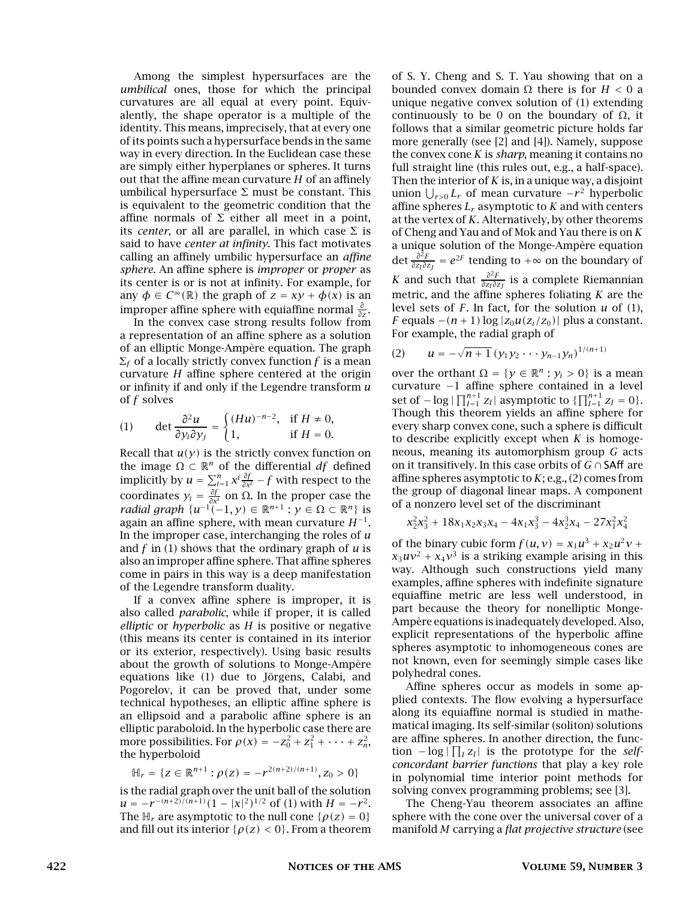Among the simplest hypersurfaces are the *umbilical* ones, those for which the principal curvatures are all equal at every point. Equivalently, the shape operator is a multiple of the identity. This means, imprecisely, that at every one of its points such a hypersurface bends in the same way in every direction. In the Euclidean case these are simply either hyperplanes or spheres. It turns out that the affine mean curvature $H$ of an affinely umbilical hypersurface $\Sigma$ must be constant. This is equivalent to the geometric condition that the affine normals of $\Sigma$ either all meet in a point, its *center*, or all are parallel, in which case $\Sigma$ is said to have *center at infinity*. This fact motivates calling an affinely umbilic hypersurface an *affine sphere*. An affine sphere is *improper* or *proper* as its center is or is not at infinity. For example, for any $\phi \in C^{\infty}(\mathbb{R})$ the graph of $z = xy + \phi(x)$ is an improper affine sphere with equiaffine normal $\frac{\partial}{\partial z}$.

In the convex case strong results follow from a representation of an affine sphere as a solution of an elliptic Monge-Ampère equation. The graph $\Sigma_f$ of a locally strictly convex function $f$ is a mean curvature $H$ affine sphere centered at the origin or infinity if and only if the Legendre transform $u$ of $f$ solves

$$\det \frac{\partial^2 u}{\partial y_i \partial y_j} = \begin{cases} (Hu)^{-n-2}, & \text{if } H \neq 0, \\ 1, & \text{if } H = 0. \end{cases} \tag{1}$$

Recall that $u(y)$ is the strictly convex function on the image $\Omega \subset \mathbb{R}^n$ of the differential $df$ defined implicitly by $u = \sum_{i=1}^{n} x^i \frac{\partial f}{\partial x^i} - f$ with respect to the coordinates $y_i = \frac{\partial f}{\partial x^i}$ on $\Omega$. In the proper case the *radial graph* $\{u^{-1}(-1, y) \in \mathbb{R}^{n+1} : y \in \Omega \subset \mathbb{R}^n\}$ is again an affine sphere, with mean curvature $H^{-1}$. In the improper case, interchanging the roles of $u$ and $f$ in (1) shows that the ordinary graph of $u$ is also an improper affine sphere. That affine spheres come in pairs in this way is a deep manifestation of the Legendre transform duality.

If a convex affine sphere is improper, it is also called *parabolic*, while if proper, it is called *elliptic* or *hyperbolic* as $H$ is positive or negative (this means its center is contained in its interior or its exterior, respectively). Using basic results about the growth of solutions to Monge-Ampère equations like (1) due to Jörgens, Calabi, and Pogorelov, it can be proved that, under some technical hypotheses, an elliptic affine sphere is an ellipsoid and a parabolic affine sphere is an elliptic paraboloid. In the hyperbolic case there are more possibilities. For $\rho(x) = -z_0^2 + z_1^2 + \cdots + z_n^2$, the hyperboloid

$$\mathbb{H}_r = \{z \in \mathbb{R}^{n+1} : \rho(z) = -r^{2(n+2)/(n+1)}, z_0 > 0\}$$

is the radial graph over the unit ball of the solution $u = -r^{-(n+2)/(n+1)}(1 - |x|^2)^{1/2}$ of (1) with $H = -r^2$. The $\mathbb{H}_r$ are asymptotic to the null cone $\{\rho(z) = 0\}$ and fill out its interior $\{\rho(z) < 0\}$. From a theorem of S. Y. Cheng and S. T. Yau showing that on a bounded convex domain $\Omega$ there is for $H < 0$ a unique negative convex solution of (1) extending continuously to be 0 on the boundary of $\Omega$, it follows that a similar geometric picture holds far more generally (see [2] and [4]). Namely, suppose the convex cone $K$ is *sharp*, meaning it contains no full straight line (this rules out, e.g., a half-space). Then the interior of $K$ is, in a unique way, a disjoint union $\bigcup_{r>0} L_r$ of mean curvature $-r^2$ hyperbolic affine spheres $L_r$ asymptotic to $K$ and with centers at the vertex of $K$. Alternatively, by other theorems of Cheng and Yau and of Mok and Yau there is on $K$ a unique solution of the Monge-Ampère equation $\det \frac{\partial^2 F}{\partial z_I \partial z_J} = e^{2F}$ tending to $+\infty$ on the boundary of $K$ and such that $\frac{\partial^2 F}{\partial z_I \partial z_J}$ is a complete Riemannian metric, and the affine spheres foliating $K$ are the level sets of $F$. In fact, for the solution $u$ of (1), $F$ equals $-(n+1)\log|z_0 u(z_i/z_0)|$ plus a constant. For example, the radial graph of

$$u = -\sqrt{n+1}\,(y_1 y_2 \cdots y_{n-1} y_n)^{1/(n+1)} \tag{2}$$

over the orthant $\Omega = \{y \in \mathbb{R}^n : y_i > 0\}$ is a mean curvature $-1$ affine sphere contained in a level set of $-\log|\prod_{I=1}^{n+1} z_I|$ asymptotic to $\{\prod_{I=1}^{n+1} z_I = 0\}$. Though this theorem yields an affine sphere for every sharp convex cone, such a sphere is difficult to describe explicitly except when $K$ is homogeneous, meaning its automorphism group $G$ acts on it transitively. In this case orbits of $G \cap \mathsf{SAff}$ are affine spheres asymptotic to $K$; e.g., (2) comes from the group of diagonal linear maps. A component of a nonzero level set of the discriminant

$$x_2^2 x_3^2 + 18 x_1 x_2 x_3 x_4 - 4 x_1 x_3^3 - 4 x_2^3 x_4 - 27 x_1^2 x_4^2$$

of the binary cubic form $f(u, v) = x_1 u^3 + x_2 u^2 v + x_3 u v^2 + x_4 v^3$ is a striking example arising in this way. Although such constructions yield many examples, affine spheres with indefinite signature equiaffine metric are less well understood, in part because the theory for nonelliptic Monge-Ampère equations is inadequately developed. Also, explicit representations of the hyperbolic affine spheres asymptotic to inhomogeneous cones are not known, even for seemingly simple cases like polyhedral cones.

Affine spheres occur as models in some applied contexts. The flow evolving a hypersurface along its equiaffine normal is studied in mathematical imaging. Its self-similar (soliton) solutions are affine spheres. In another direction, the function $-\log|\prod_I z_I|$ is the prototype for the *self-concordant barrier functions* that play a key role in polynomial time interior point methods for solving convex programming problems; see [3].

The Cheng-Yau theorem associates an affine sphere with the cone over the universal cover of a manifold $M$ carrying a *flat projective structure* (see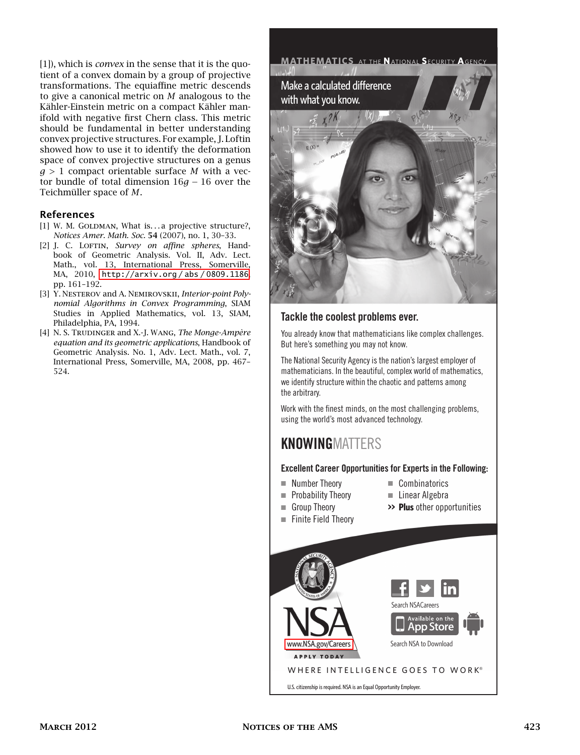[1]), which is *convex* in the sense that it is the quotient of a convex domain by a group of projective transformations. The equiaffine metric descends to give a canonical metric on $M$ analogous to the Kähler-Einstein metric on a compact Kähler manifold with negative first Chern class. This metric should be fundamental in better understanding convex projective structures. For example, J. Loftin showed how to use it to identify the deformation space of convex projective structures on a genus $g > 1$ compact orientable surface $M$ with a vector bundle of total dimension $16g - 16$ over the Teichmüller space of $M$.

## References

[1] W. M. Goldman, What is...a projective structure?, *Notices Amer. Math. Soc.* **54** (2007), no. 1, 30–33.

[2] J. C. Loftin, *Survey on affine spheres*, Handbook of Geometric Analysis. Vol. II, Adv. Lect. Math., vol. 13, International Press, Somerville, MA, 2010, http://arxiv.org/abs/0809.1186, pp. 161–192.

[3] Y. Nesterov and A. Nemirovskii, *Interior-point Polynomial Algorithms in Convex Programming*, SIAM Studies in Applied Mathematics, vol. 13, SIAM, Philadelphia, PA, 1994.

[4] N. S. Trudinger and X.-J. Wang, *The Monge-Ampère equation and its geometric applications*, Handbook of Geometric Analysis. No. 1, Adv. Lect. Math., vol. 7, International Press, Somerville, MA, 2008, pp. 467–524.

MATHEMATICS AT THE NATIONAL SECURITY AGENCY

Make a calculated difference with what you know.

**Tackle the coolest problems ever.**

You already know that mathematicians like complex challenges. But here's something you may not know.

The National Security Agency is the nation's largest employer of mathematicians. In the beautiful, complex world of mathematics, we identify structure within the chaotic and patterns among the arbitrary.

Work with the finest minds, on the most challenging problems, using the world's most advanced technology.

**KNOWING**MATTERS

**Excellent Career Opportunities for Experts in the Following:**

- Number Theory
- Probability Theory
- Group Theory
- Finite Field Theory
- Combinatorics
- Linear Algebra
- >> **Plus** other opportunities

NSA

www.NSA.gov/Careers

APPLY TODAY

Search NSACareers

Available on the App Store

Search NSA to Download

WHERE INTELLIGENCE GOES TO WORK®

U.S. citizenship is required. NSA is an Equal Opportunity Employer.